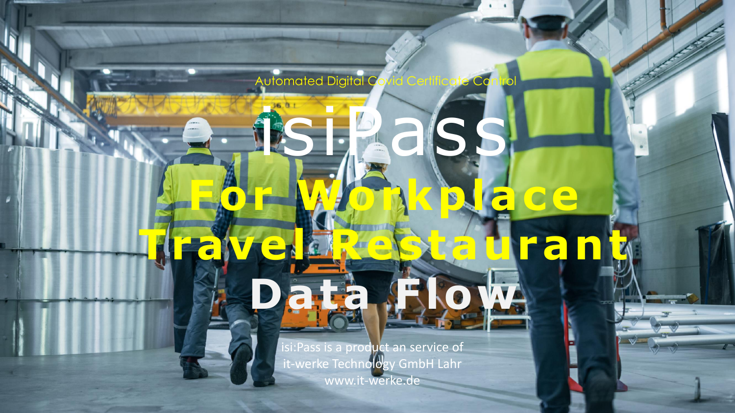Automated Digital Covid Certificate Control

# isiPass

## For Workplace Travel Restaurant

## Data Flow

isi:Pass is a product an service of
it-werke Technology GmbH Lahr
www.it-werke.de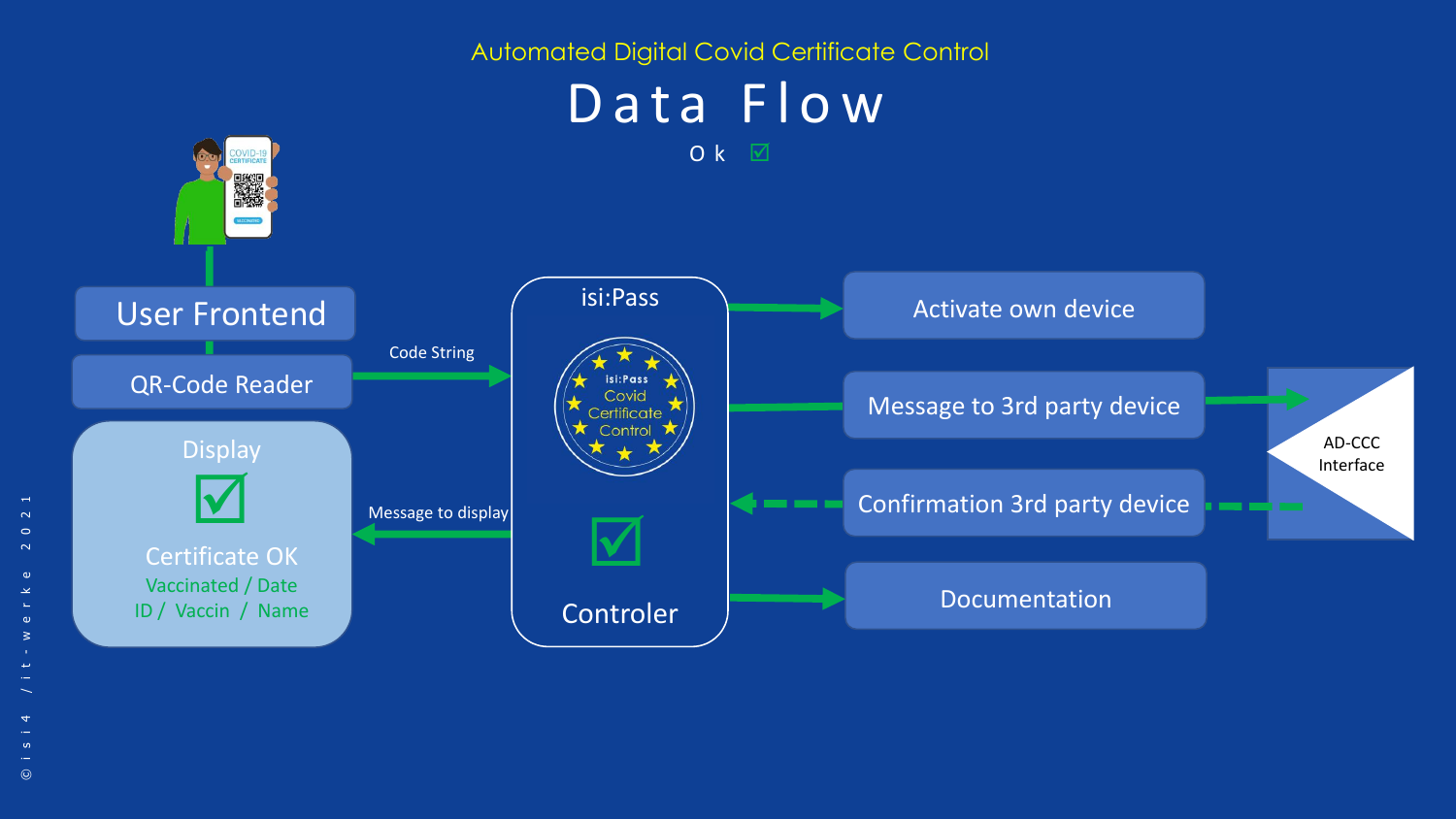Automated Digital Covid Certificate Control

# Data Flow

Ok ☑

User Frontend

QR-Code Reader

Code String

isi:Pass

isi:Pass Covid Certificate Control

Controler

Activate own device

Message to 3rd party device

Confirmation 3rd party device

Documentation

AD-CCC Interface

Message to display

Display

☑

Certificate OK

Vaccinated / Date

ID / Vaccin / Name

© isi4 / it-werke 2021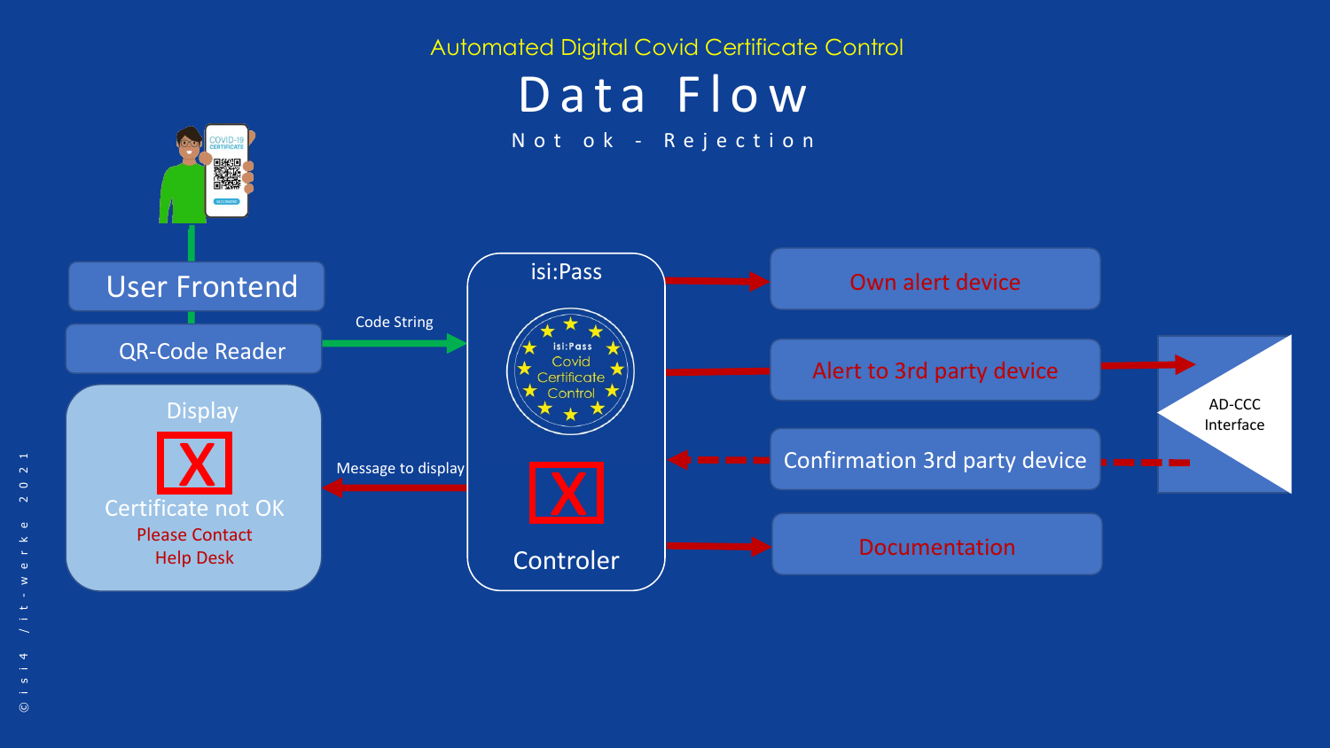Automated Digital Covid Certificate Control

# Data Flow

Not ok - Rejection

User Frontend

QR-Code Reader

Code String

Display

X

Certificate not OK

Please Contact Help Desk

Message to display

isi:Pass

isi:Pass Covid Certificate Control

X

Controler

Own alert device

Alert to 3rd party device

Confirmation 3rd party device

Documentation

AD-CCC Interface

© isi4 / it-werke 2021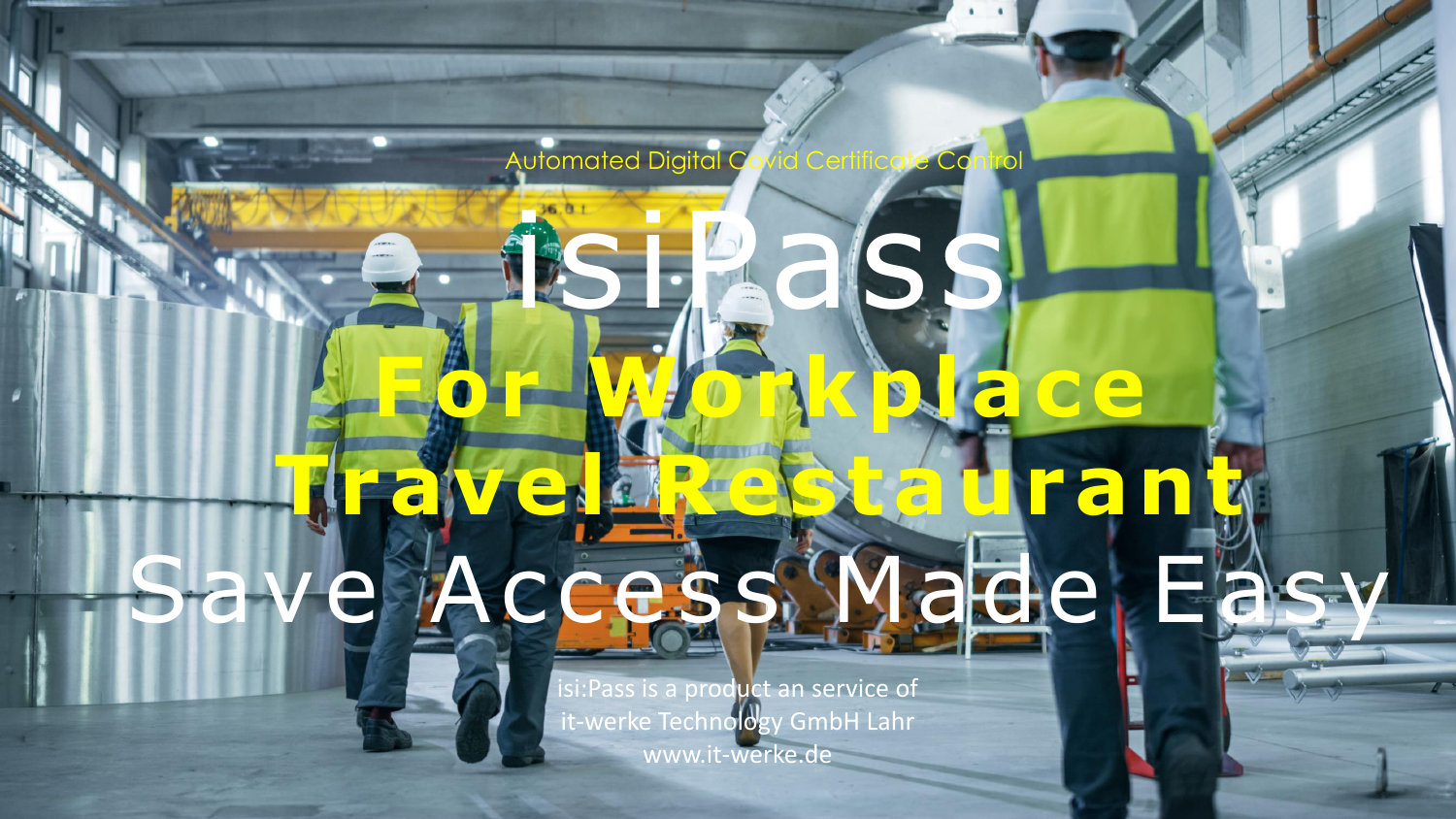Automated Digital Covid Certificate Control

# isiPass

## For Workplace Travel Restaurant

## Save Access Made Easy

isi:Pass is a product an service of
it-werke Technology GmbH Lahr
www.it-werke.de